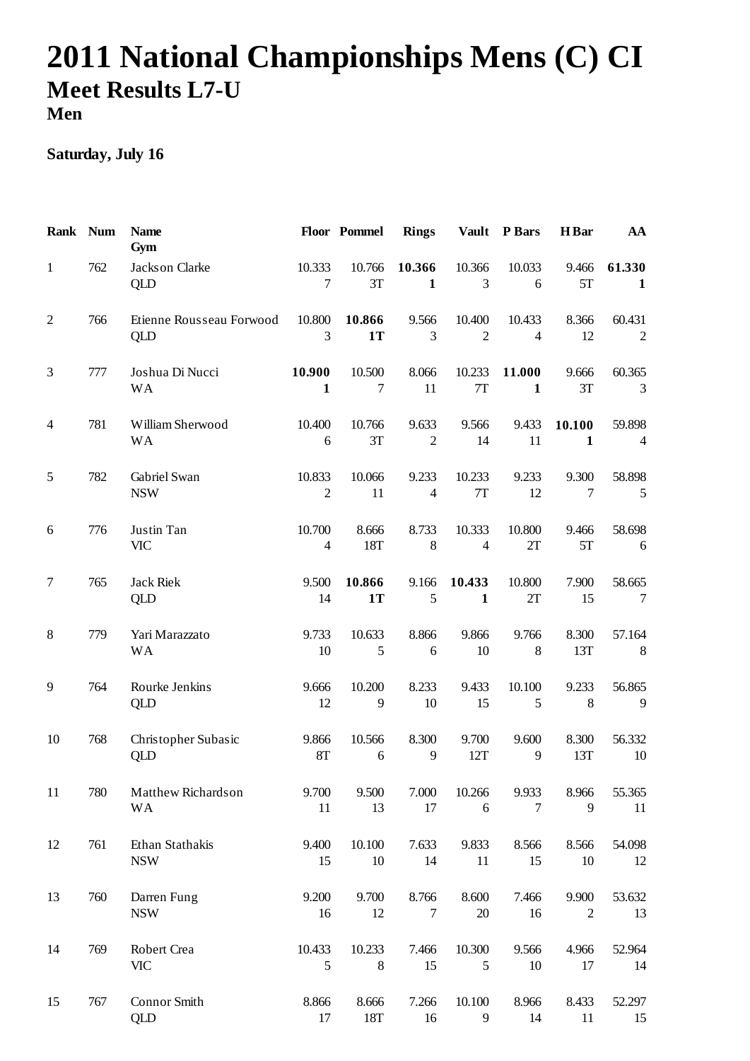# 2011 National Championships Mens (C) CI

## Meet Results L7-U

### Men

**Saturday, July 16**

| Rank | Num | Name<br>Gym | Floor | Pommel | Rings | Vault | P Bars | H Bar | AA |
|---|---|---|---|---|---|---|---|---|---|
| 1 | 762 | Jackson Clarke<br>QLD | 10.333<br>7 | 10.766<br>3T | **10.366**<br>**1** | 10.366<br>3 | 10.033<br>6 | 9.466<br>5T | **61.330**<br>**1** |
| 2 | 766 | Etienne Rousseau Forwood<br>QLD | 10.800<br>3 | **10.866**<br>**1T** | 9.566<br>3 | 10.400<br>2 | 10.433<br>4 | 8.366<br>12 | 60.431<br>2 |
| 3 | 777 | Joshua Di Nucci<br>WA | **10.900**<br>**1** | 10.500<br>7 | 8.066<br>11 | 10.233<br>7T | **11.000**<br>**1** | 9.666<br>3T | 60.365<br>3 |
| 4 | 781 | William Sherwood<br>WA | 10.400<br>6 | 10.766<br>3T | 9.633<br>2 | 9.566<br>14 | 9.433<br>11 | **10.100**<br>**1** | 59.898<br>4 |
| 5 | 782 | Gabriel Swan<br>NSW | 10.833<br>2 | 10.066<br>11 | 9.233<br>4 | 10.233<br>7T | 9.233<br>12 | 9.300<br>7 | 58.898<br>5 |
| 6 | 776 | Justin Tan<br>VIC | 10.700<br>4 | 8.666<br>18T | 8.733<br>8 | 10.333<br>4 | 10.800<br>2T | 9.466<br>5T | 58.698<br>6 |
| 7 | 765 | Jack Riek<br>QLD | 9.500<br>14 | **10.866**<br>**1T** | 9.166<br>5 | **10.433**<br>**1** | 10.800<br>2T | 7.900<br>15 | 58.665<br>7 |
| 8 | 779 | Yari Marazzato<br>WA | 9.733<br>10 | 10.633<br>5 | 8.866<br>6 | 9.866<br>10 | 9.766<br>8 | 8.300<br>13T | 57.164<br>8 |
| 9 | 764 | Rourke Jenkins<br>QLD | 9.666<br>12 | 10.200<br>9 | 8.233<br>10 | 9.433<br>15 | 10.100<br>5 | 9.233<br>8 | 56.865<br>9 |
| 10 | 768 | Christopher Subasic<br>QLD | 9.866<br>8T | 10.566<br>6 | 8.300<br>9 | 9.700<br>12T | 9.600<br>9 | 8.300<br>13T | 56.332<br>10 |
| 11 | 780 | Matthew Richardson<br>WA | 9.700<br>11 | 9.500<br>13 | 7.000<br>17 | 10.266<br>6 | 9.933<br>7 | 8.966<br>9 | 55.365<br>11 |
| 12 | 761 | Ethan Stathakis<br>NSW | 9.400<br>15 | 10.100<br>10 | 7.633<br>14 | 9.833<br>11 | 8.566<br>15 | 8.566<br>10 | 54.098<br>12 |
| 13 | 760 | Darren Fung<br>NSW | 9.200<br>16 | 9.700<br>12 | 8.766<br>7 | 8.600<br>20 | 7.466<br>16 | 9.900<br>2 | 53.632<br>13 |
| 14 | 769 | Robert Crea<br>VIC | 10.433<br>5 | 10.233<br>8 | 7.466<br>15 | 10.300<br>5 | 9.566<br>10 | 4.966<br>17 | 52.964<br>14 |
| 15 | 767 | Connor Smith<br>QLD | 8.866<br>17 | 8.666<br>18T | 7.266<br>16 | 10.100<br>9 | 8.966<br>14 | 8.433<br>11 | 52.297<br>15 |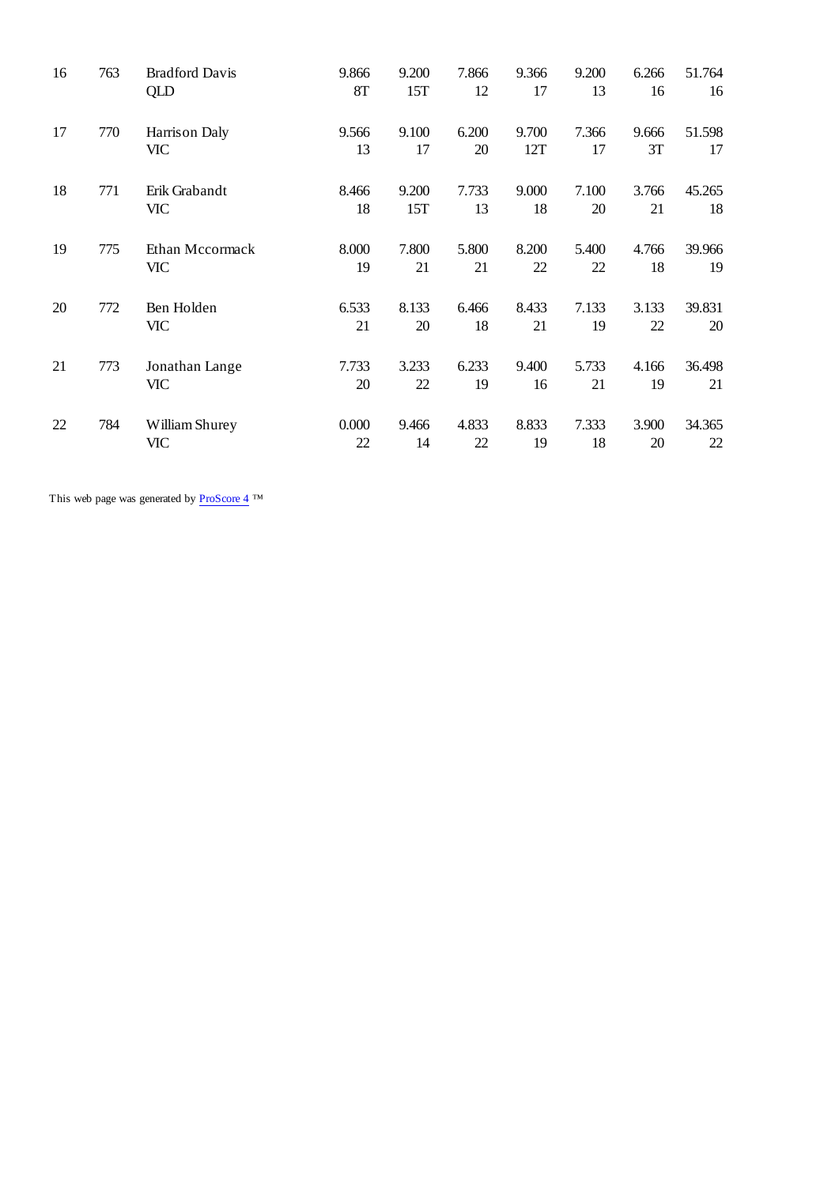| | | | | | | | | | |
|---|---|---|---|---|---|---|---|---|---|
| 16 | 763 | Bradford Davis<br>QLD | 9.866<br>8T | 9.200<br>15T | 7.866<br>12 | 9.366<br>17 | 9.200<br>13 | 6.266<br>16 | 51.764<br>16 |
| 17 | 770 | Harrison Daly<br>VIC | 9.566<br>13 | 9.100<br>17 | 6.200<br>20 | 9.700<br>12T | 7.366<br>17 | 9.666<br>3T | 51.598<br>17 |
| 18 | 771 | Erik Grabandt<br>VIC | 8.466<br>18 | 9.200<br>15T | 7.733<br>13 | 9.000<br>18 | 7.100<br>20 | 3.766<br>21 | 45.265<br>18 |
| 19 | 775 | Ethan Mccormack<br>VIC | 8.000<br>19 | 7.800<br>21 | 5.800<br>21 | 8.200<br>22 | 5.400<br>22 | 4.766<br>18 | 39.966<br>19 |
| 20 | 772 | Ben Holden<br>VIC | 6.533<br>21 | 8.133<br>20 | 6.466<br>18 | 8.433<br>21 | 7.133<br>19 | 3.133<br>22 | 39.831<br>20 |
| 21 | 773 | Jonathan Lange<br>VIC | 7.733<br>20 | 3.233<br>22 | 6.233<br>19 | 9.400<br>16 | 5.733<br>21 | 4.166<br>19 | 36.498<br>21 |
| 22 | 784 | William Shurey<br>VIC | 0.000<br>22 | 9.466<br>14 | 4.833<br>22 | 8.833<br>19 | 7.333<br>18 | 3.900<br>20 | 34.365<br>22 |

This web page was generated by ProScore 4 ™